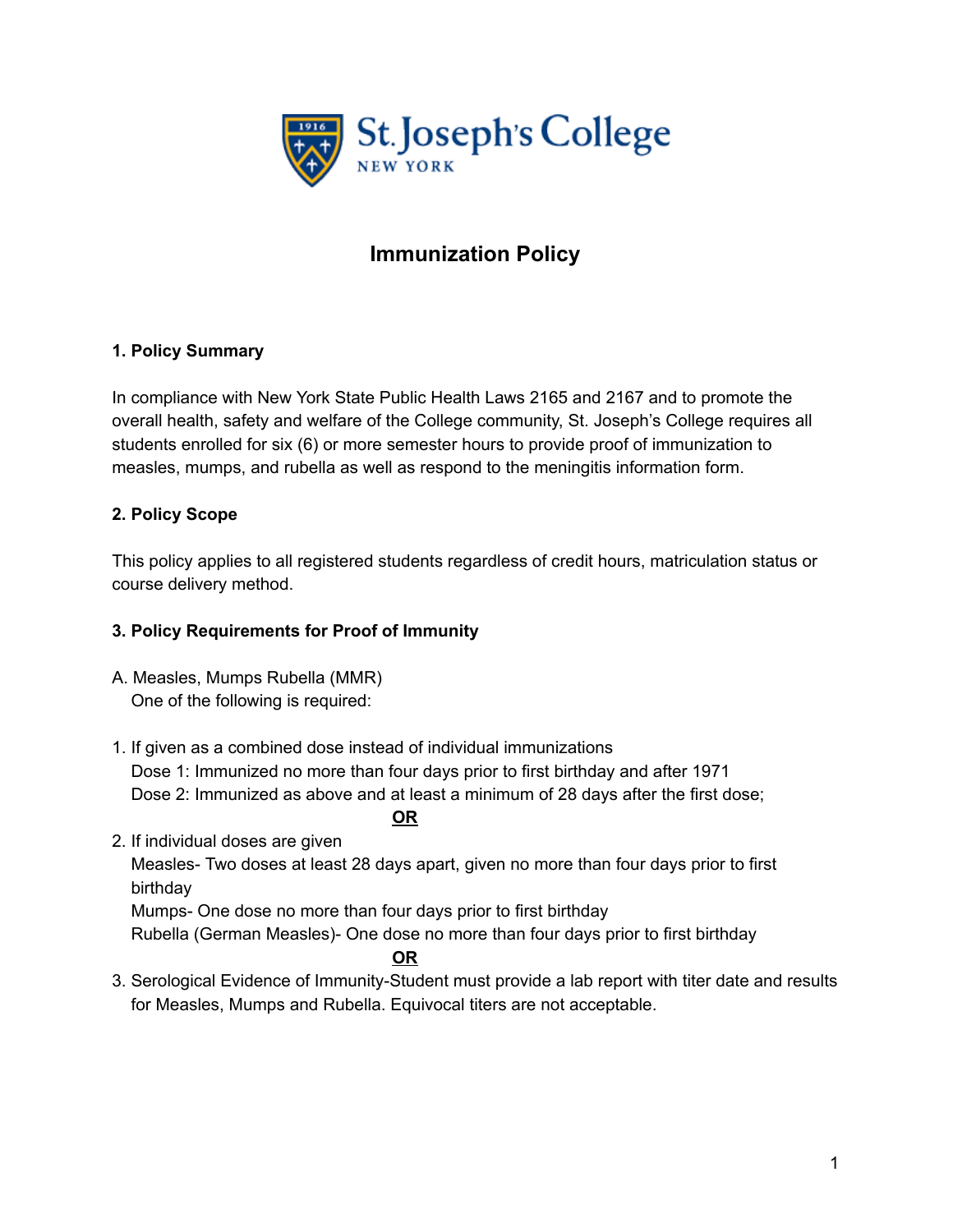St. Joseph's College NEW YORK

# Immunization Policy

## 1. Policy Summary

In compliance with New York State Public Health Laws 2165 and 2167 and to promote the overall health, safety and welfare of the College community, St. Joseph's College requires all students enrolled for six (6) or more semester hours to provide proof of immunization to measles, mumps, and rubella as well as respond to the meningitis information form.

## 2. Policy Scope

This policy applies to all registered students regardless of credit hours, matriculation status or course delivery method.

## 3. Policy Requirements for Proof of Immunity

A. Measles, Mumps Rubella (MMR)
One of the following is required:

1. If given as a combined dose instead of individual immunizations
   Dose 1: Immunized no more than four days prior to first birthday and after 1971
   Dose 2: Immunized as above and at least a minimum of 28 days after the first dose;

   **OR**

2. If individual doses are given
   Measles- Two doses at least 28 days apart, given no more than four days prior to first birthday
   Mumps- One dose no more than four days prior to first birthday
   Rubella (German Measles)- One dose no more than four days prior to first birthday

   **OR**

3. Serological Evidence of Immunity-Student must provide a lab report with titer date and results for Measles, Mumps and Rubella. Equivocal titers are not acceptable.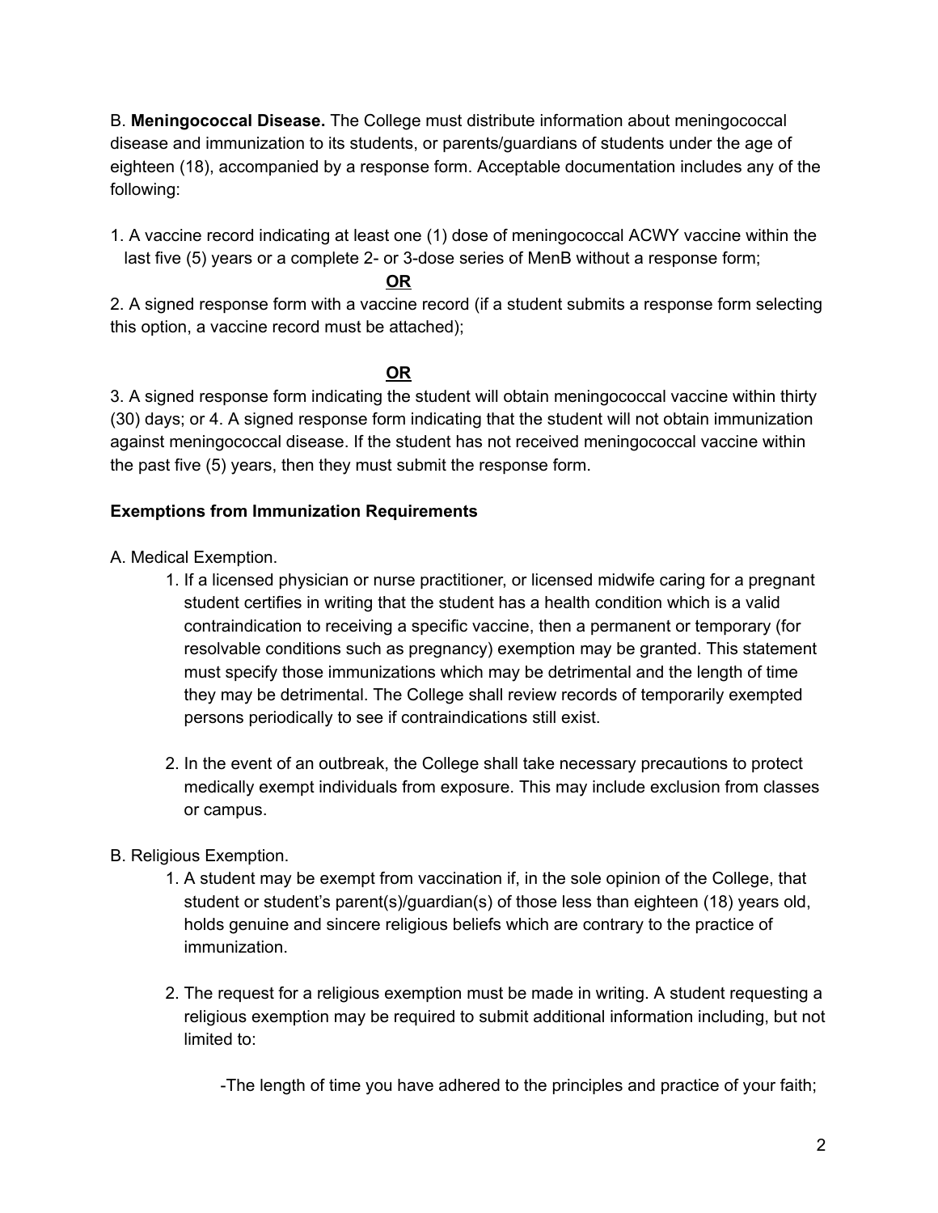B. **Meningococcal Disease.** The College must distribute information about meningococcal disease and immunization to its students, or parents/guardians of students under the age of eighteen (18), accompanied by a response form. Acceptable documentation includes any of the following:

1. A vaccine record indicating at least one (1) dose of meningococcal ACWY vaccine within the last five (5) years or a complete 2- or 3-dose series of MenB without a response form;

**OR**

2. A signed response form with a vaccine record (if a student submits a response form selecting this option, a vaccine record must be attached);

**OR**

3. A signed response form indicating the student will obtain meningococcal vaccine within thirty (30) days; or 4. A signed response form indicating that the student will not obtain immunization against meningococcal disease. If the student has not received meningococcal vaccine within the past five (5) years, then they must submit the response form.

**Exemptions from Immunization Requirements**

A. Medical Exemption.

1. If a licensed physician or nurse practitioner, or licensed midwife caring for a pregnant student certifies in writing that the student has a health condition which is a valid contraindication to receiving a specific vaccine, then a permanent or temporary (for resolvable conditions such as pregnancy) exemption may be granted. This statement must specify those immunizations which may be detrimental and the length of time they may be detrimental. The College shall review records of temporarily exempted persons periodically to see if contraindications still exist.

2. In the event of an outbreak, the College shall take necessary precautions to protect medically exempt individuals from exposure. This may include exclusion from classes or campus.

B. Religious Exemption.

1. A student may be exempt from vaccination if, in the sole opinion of the College, that student or student's parent(s)/guardian(s) of those less than eighteen (18) years old, holds genuine and sincere religious beliefs which are contrary to the practice of immunization.

2. The request for a religious exemption must be made in writing. A student requesting a religious exemption may be required to submit additional information including, but not limited to:

   -The length of time you have adhered to the principles and practice of your faith;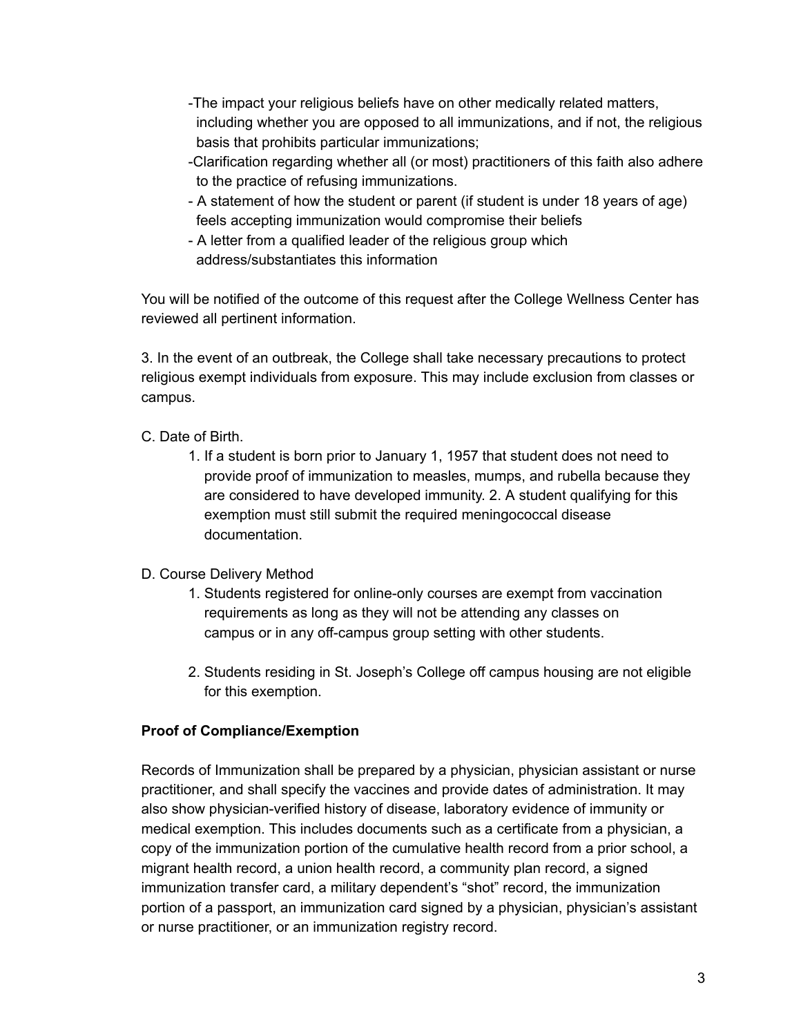- The impact your religious beliefs have on other medically related matters, including whether you are opposed to all immunizations, and if not, the religious basis that prohibits particular immunizations;
- Clarification regarding whether all (or most) practitioners of this faith also adhere to the practice of refusing immunizations.
- A statement of how the student or parent (if student is under 18 years of age) feels accepting immunization would compromise their beliefs
- A letter from a qualified leader of the religious group which address/substantiates this information

You will be notified of the outcome of this request after the College Wellness Center has reviewed all pertinent information.

3. In the event of an outbreak, the College shall take necessary precautions to protect religious exempt individuals from exposure. This may include exclusion from classes or campus.

C. Date of Birth.

1. If a student is born prior to January 1, 1957 that student does not need to provide proof of immunization to measles, mumps, and rubella because they are considered to have developed immunity. 2. A student qualifying for this exemption must still submit the required meningococcal disease documentation.

D. Course Delivery Method

1. Students registered for online-only courses are exempt from vaccination requirements as long as they will not be attending any classes on campus or in any off-campus group setting with other students.

2. Students residing in St. Joseph's College off campus housing are not eligible for this exemption.

**Proof of Compliance/Exemption**

Records of Immunization shall be prepared by a physician, physician assistant or nurse practitioner, and shall specify the vaccines and provide dates of administration. It may also show physician-verified history of disease, laboratory evidence of immunity or medical exemption. This includes documents such as a certificate from a physician, a copy of the immunization portion of the cumulative health record from a prior school, a migrant health record, a union health record, a community plan record, a signed immunization transfer card, a military dependent's "shot" record, the immunization portion of a passport, an immunization card signed by a physician, physician's assistant or nurse practitioner, or an immunization registry record.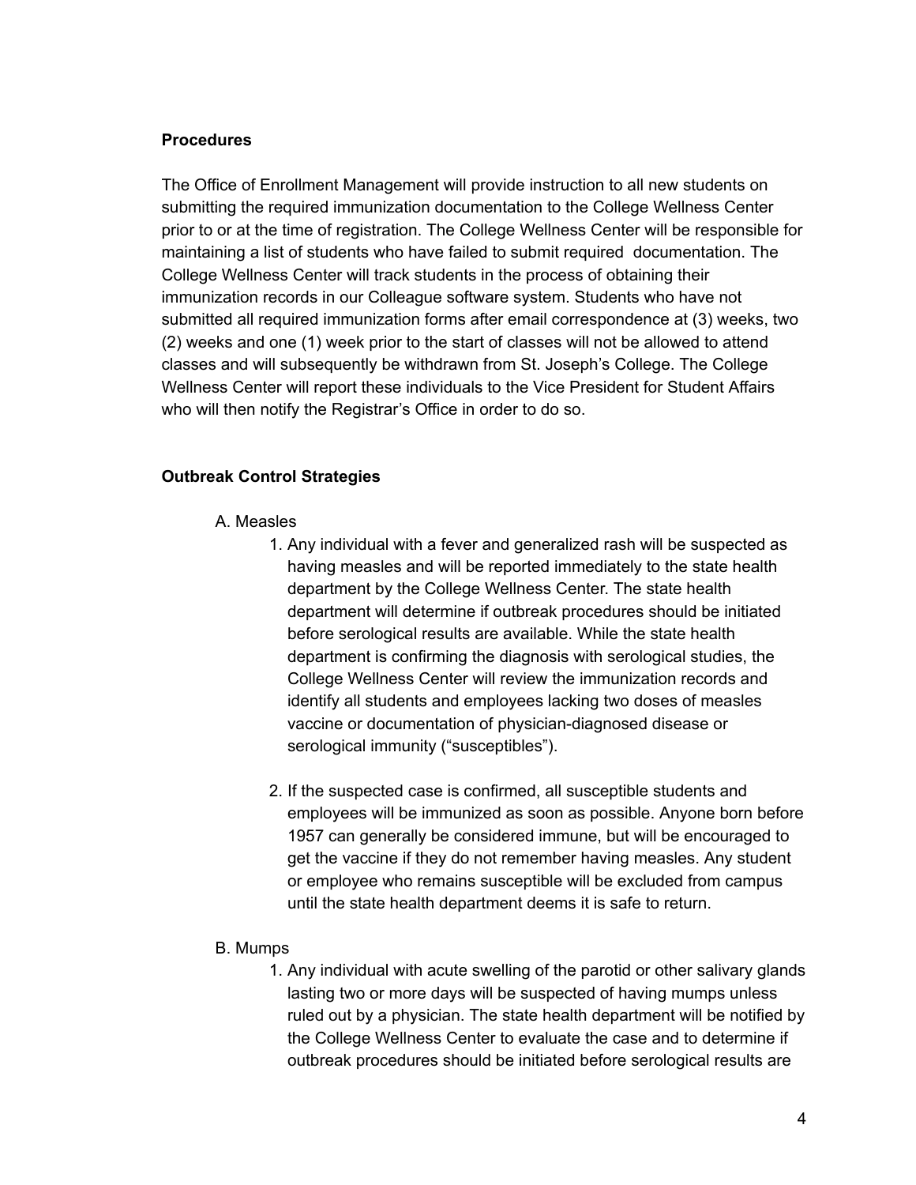**Procedures**

The Office of Enrollment Management will provide instruction to all new students on submitting the required immunization documentation to the College Wellness Center prior to or at the time of registration. The College Wellness Center will be responsible for maintaining a list of students who have failed to submit required documentation. The College Wellness Center will track students in the process of obtaining their immunization records in our Colleague software system. Students who have not submitted all required immunization forms after email correspondence at (3) weeks, two (2) weeks and one (1) week prior to the start of classes will not be allowed to attend classes and will subsequently be withdrawn from St. Joseph's College. The College Wellness Center will report these individuals to the Vice President for Student Affairs who will then notify the Registrar's Office in order to do so.

**Outbreak Control Strategies**

A. Measles

1. Any individual with a fever and generalized rash will be suspected as having measles and will be reported immediately to the state health department by the College Wellness Center. The state health department will determine if outbreak procedures should be initiated before serological results are available. While the state health department is confirming the diagnosis with serological studies, the College Wellness Center will review the immunization records and identify all students and employees lacking two doses of measles vaccine or documentation of physician-diagnosed disease or serological immunity ("susceptibles").

2. If the suspected case is confirmed, all susceptible students and employees will be immunized as soon as possible. Anyone born before 1957 can generally be considered immune, but will be encouraged to get the vaccine if they do not remember having measles. Any student or employee who remains susceptible will be excluded from campus until the state health department deems it is safe to return.

B. Mumps

1. Any individual with acute swelling of the parotid or other salivary glands lasting two or more days will be suspected of having mumps unless ruled out by a physician. The state health department will be notified by the College Wellness Center to evaluate the case and to determine if outbreak procedures should be initiated before serological results are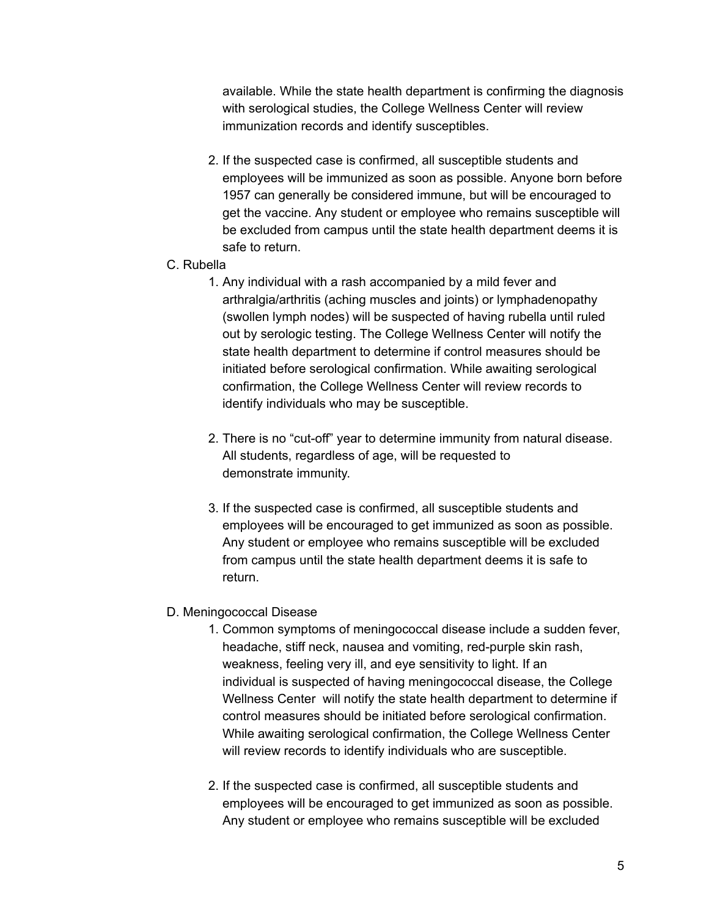available. While the state health department is confirming the diagnosis with serological studies, the College Wellness Center will review immunization records and identify susceptibles.

2. If the suspected case is confirmed, all susceptible students and employees will be immunized as soon as possible. Anyone born before 1957 can generally be considered immune, but will be encouraged to get the vaccine. Any student or employee who remains susceptible will be excluded from campus until the state health department deems it is safe to return.

C. Rubella

1. Any individual with a rash accompanied by a mild fever and arthralgia/arthritis (aching muscles and joints) or lymphadenopathy (swollen lymph nodes) will be suspected of having rubella until ruled out by serologic testing. The College Wellness Center will notify the state health department to determine if control measures should be initiated before serological confirmation. While awaiting serological confirmation, the College Wellness Center will review records to identify individuals who may be susceptible.

2. There is no "cut-off" year to determine immunity from natural disease. All students, regardless of age, will be requested to demonstrate immunity.

3. If the suspected case is confirmed, all susceptible students and employees will be encouraged to get immunized as soon as possible. Any student or employee who remains susceptible will be excluded from campus until the state health department deems it is safe to return.

D. Meningococcal Disease

1. Common symptoms of meningococcal disease include a sudden fever, headache, stiff neck, nausea and vomiting, red-purple skin rash, weakness, feeling very ill, and eye sensitivity to light. If an individual is suspected of having meningococcal disease, the College Wellness Center will notify the state health department to determine if control measures should be initiated before serological confirmation. While awaiting serological confirmation, the College Wellness Center will review records to identify individuals who are susceptible.

2. If the suspected case is confirmed, all susceptible students and employees will be encouraged to get immunized as soon as possible. Any student or employee who remains susceptible will be excluded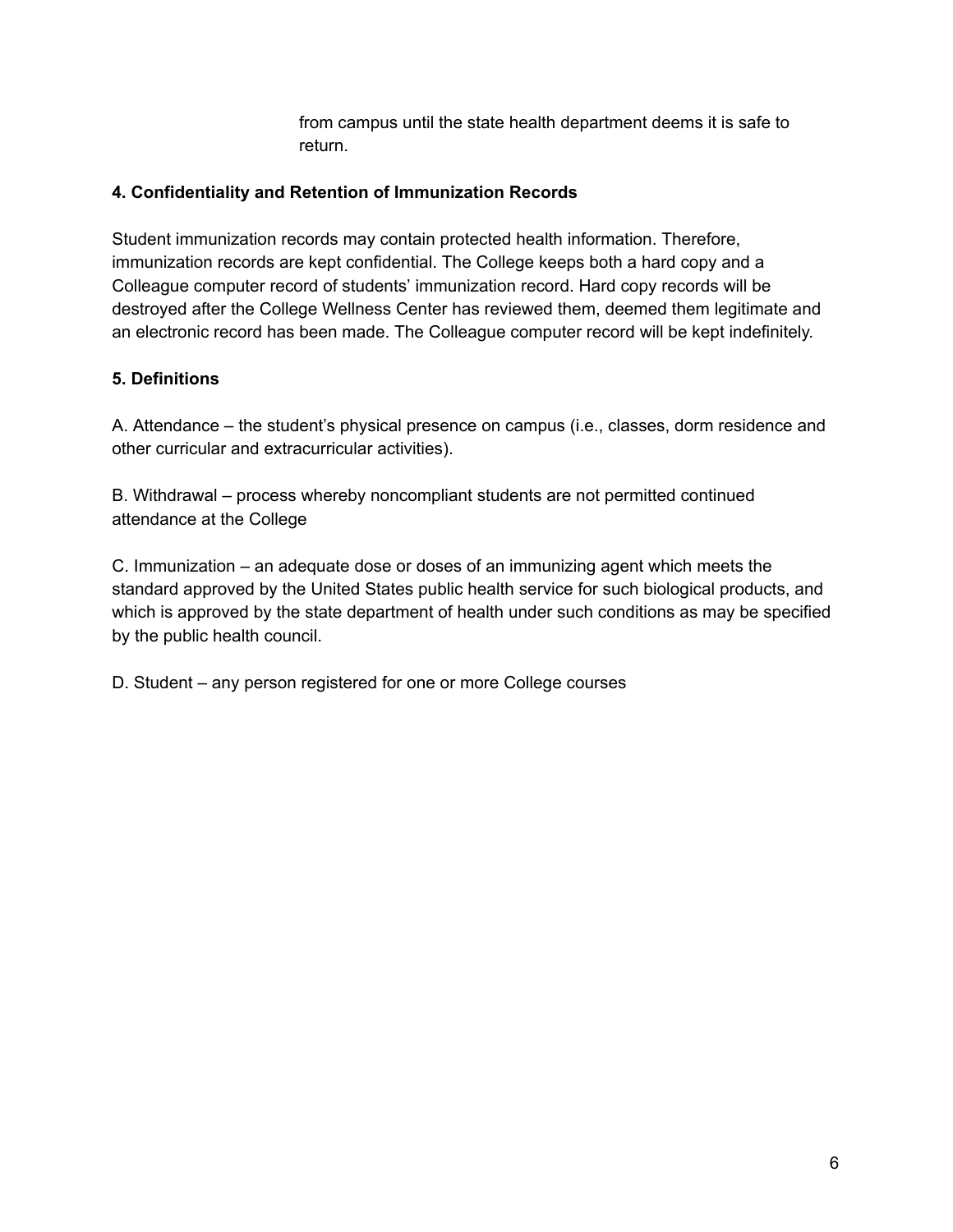from campus until the state health department deems it is safe to return.

**4. Confidentiality and Retention of Immunization Records**

Student immunization records may contain protected health information. Therefore, immunization records are kept confidential. The College keeps both a hard copy and a Colleague computer record of students' immunization record. Hard copy records will be destroyed after the College Wellness Center has reviewed them, deemed them legitimate and an electronic record has been made. The Colleague computer record will be kept indefinitely.

**5. Definitions**

A. Attendance – the student's physical presence on campus (i.e., classes, dorm residence and other curricular and extracurricular activities).

B. Withdrawal – process whereby noncompliant students are not permitted continued attendance at the College

C. Immunization – an adequate dose or doses of an immunizing agent which meets the standard approved by the United States public health service for such biological products, and which is approved by the state department of health under such conditions as may be specified by the public health council.

D. Student – any person registered for one or more College courses